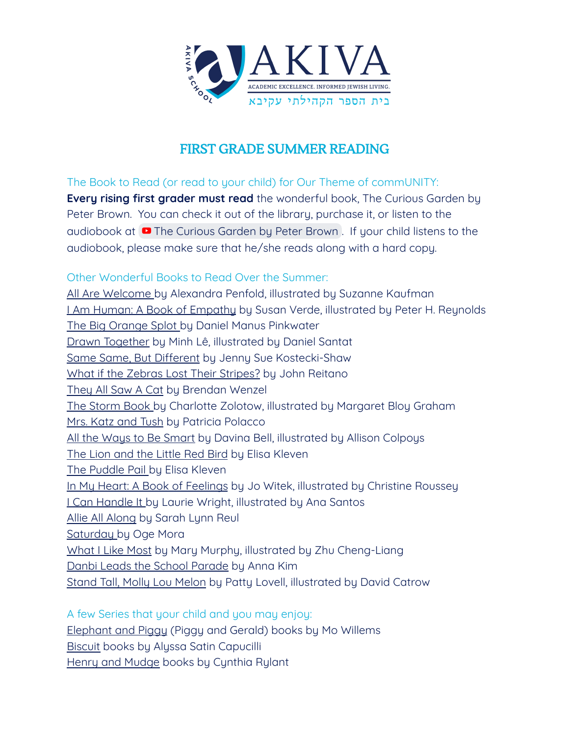AKIVA

ACADEMIC EXCELLENCE. INFORMED JEWISH LIVING.

בית הספר הקהילתי עקיבא

# FIRST GRADE SUMMER READING

## The Book to Read (or read to your child) for Our Theme of commUNITY:

**Every rising first grader must read** the wonderful book, The Curious Garden by Peter Brown. You can check it out of the library, purchase it, or listen to the audiobook at The Curious Garden by Peter Brown. If your child listens to the audiobook, please make sure that he/she reads along with a hard copy.

## Other Wonderful Books to Read Over the Summer:

All Are Welcome by Alexandra Penfold, illustrated by Suzanne Kaufman
I Am Human: A Book of Empathy by Susan Verde, illustrated by Peter H. Reynolds
The Big Orange Splot by Daniel Manus Pinkwater
Drawn Together by Minh Lê, illustrated by Daniel Santat
Same Same, But Different by Jenny Sue Kostecki-Shaw
What if the Zebras Lost Their Stripes? by John Reitano
They All Saw A Cat by Brendan Wenzel
The Storm Book by Charlotte Zolotow, illustrated by Margaret Bloy Graham
Mrs. Katz and Tush by Patricia Polacco
All the Ways to Be Smart by Davina Bell, illustrated by Allison Colpoys
The Lion and the Little Red Bird by Elisa Kleven
The Puddle Pail by Elisa Kleven
In My Heart: A Book of Feelings by Jo Witek, illustrated by Christine Roussey
I Can Handle It by Laurie Wright, illustrated by Ana Santos
Allie All Along by Sarah Lynn Reul
Saturday by Oge Mora
What I Like Most by Mary Murphy, illustrated by Zhu Cheng-Liang
Danbi Leads the School Parade by Anna Kim
Stand Tall, Molly Lou Melon by Patty Lovell, illustrated by David Catrow

## A few Series that your child and you may enjoy:

Elephant and Piggy (Piggy and Gerald) books by Mo Willems
Biscuit books by Alyssa Satin Capucilli
Henry and Mudge books by Cynthia Rylant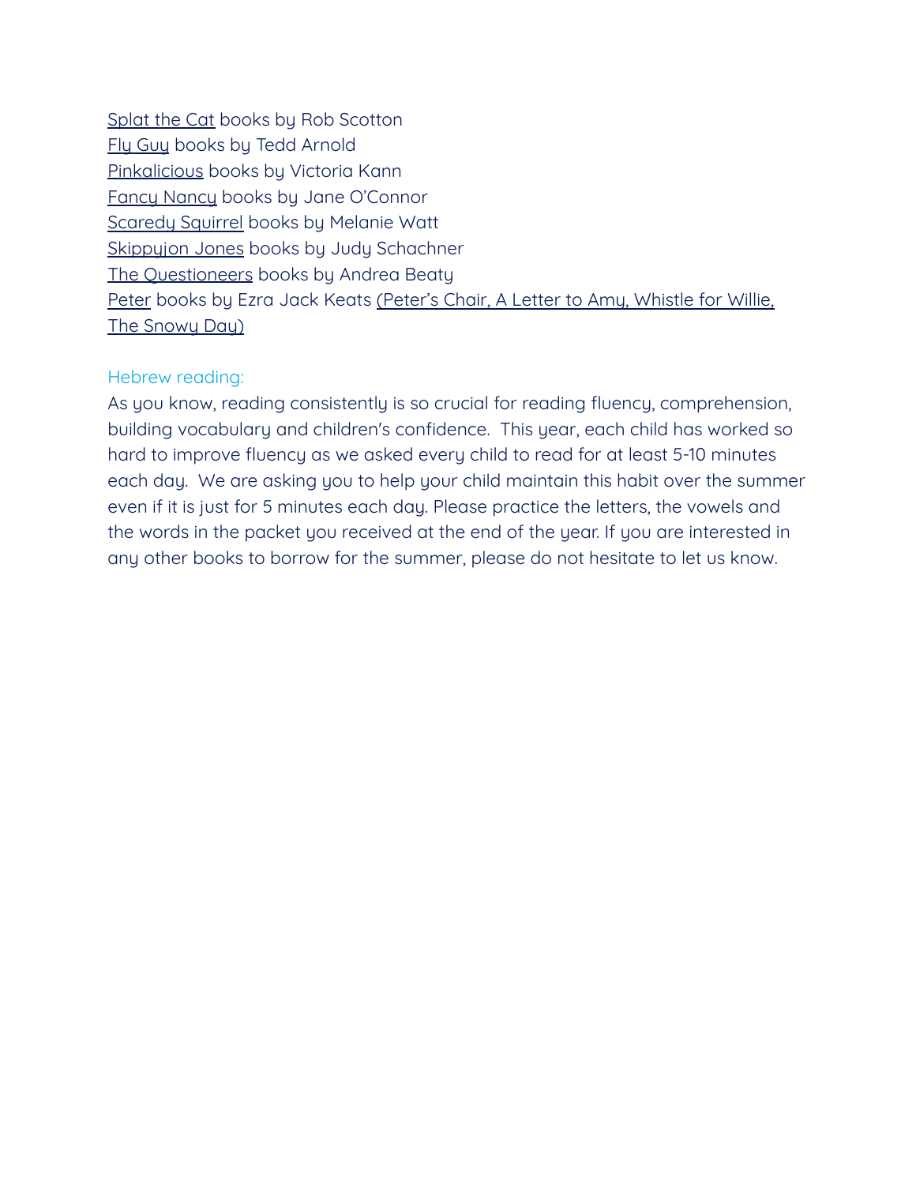Splat the Cat books by Rob Scotton
Fly Guy books by Tedd Arnold
Pinkalicious books by Victoria Kann
Fancy Nancy books by Jane O'Connor
Scaredy Squirrel books by Melanie Watt
Skippyjon Jones books by Judy Schachner
The Questioneers books by Andrea Beaty
Peter books by Ezra Jack Keats (Peter's Chair, A Letter to Amy, Whistle for Willie, The Snowy Day)

### Hebrew reading:

As you know, reading consistently is so crucial for reading fluency, comprehension, building vocabulary and children's confidence. This year, each child has worked so hard to improve fluency as we asked every child to read for at least 5-10 minutes each day. We are asking you to help your child maintain this habit over the summer even if it is just for 5 minutes each day. Please practice the letters, the vowels and the words in the packet you received at the end of the year. If you are interested in any other books to borrow for the summer, please do not hesitate to let us know.